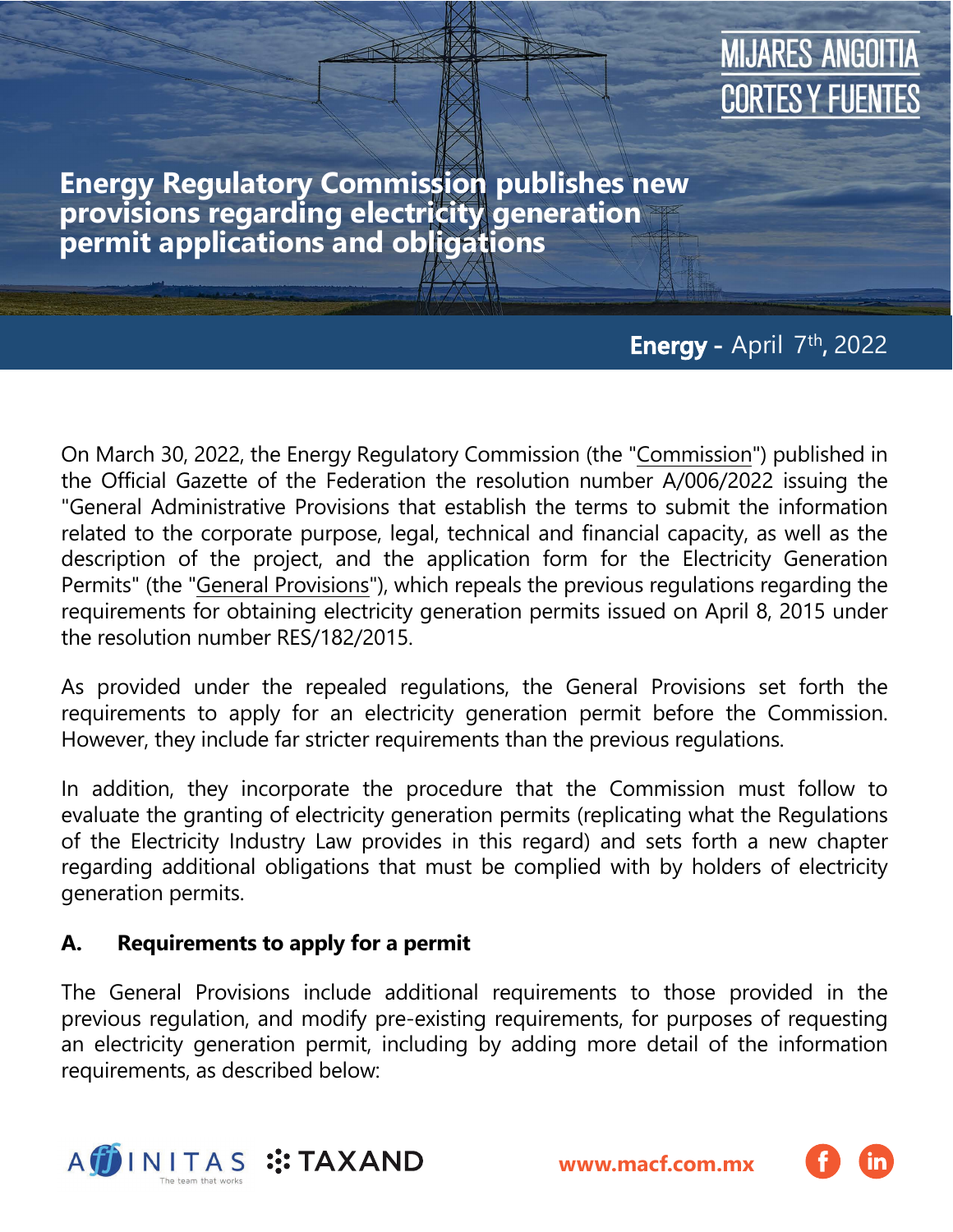MIJARES ANGOITIA CORTES Y FUENTES

# Energy Regulatory Commission publishes new provisions regarding electricity generation permit applications and obligations

**Energy -** April 7th, 2022

On March 30, 2022, the Energy Regulatory Commission (the "Commission") published in the Official Gazette of the Federation the resolution number A/006/2022 issuing the "General Administrative Provisions that establish the terms to submit the information related to the corporate purpose, legal, technical and financial capacity, as well as the description of the project, and the application form for the Electricity Generation Permits" (the "General Provisions"), which repeals the previous regulations regarding the requirements for obtaining electricity generation permits issued on April 8, 2015 under the resolution number RES/182/2015.

As provided under the repealed regulations, the General Provisions set forth the requirements to apply for an electricity generation permit before the Commission. However, they include far stricter requirements than the previous regulations.

In addition, they incorporate the procedure that the Commission must follow to evaluate the granting of electricity generation permits (replicating what the Regulations of the Electricity Industry Law provides in this regard) and sets forth a new chapter regarding additional obligations that must be complied with by holders of electricity generation permits.

## A. Requirements to apply for a permit

The General Provisions include additional requirements to those provided in the previous regulation, and modify pre-existing requirements, for purposes of requesting an electricity generation permit, including by adding more detail of the information requirements, as described below: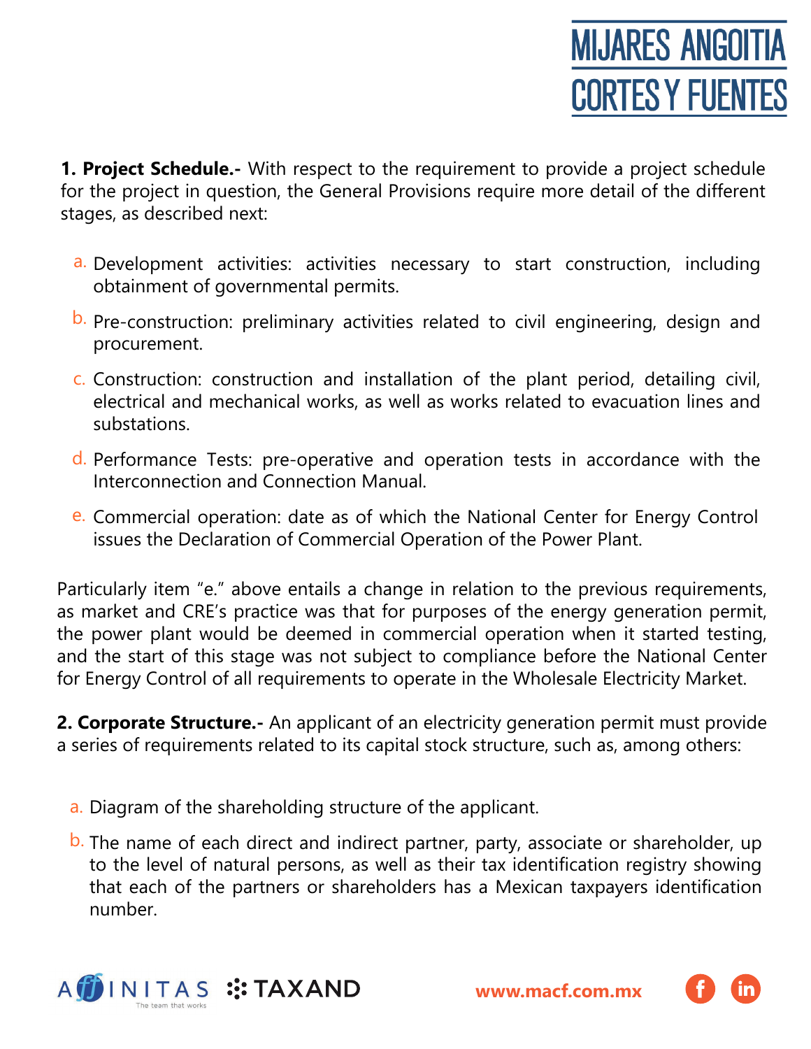**1. Project Schedule.-** With respect to the requirement to provide a project schedule for the project in question, the General Provisions require more detail of the different stages, as described next:

a. Development activities: activities necessary to start construction, including obtainment of governmental permits.

b. Pre-construction: preliminary activities related to civil engineering, design and procurement.

c. Construction: construction and installation of the plant period, detailing civil, electrical and mechanical works, as well as works related to evacuation lines and substations.

d. Performance Tests: pre-operative and operation tests in accordance with the Interconnection and Connection Manual.

e. Commercial operation: date as of which the National Center for Energy Control issues the Declaration of Commercial Operation of the Power Plant.

Particularly item "e." above entails a change in relation to the previous requirements, as market and CRE's practice was that for purposes of the energy generation permit, the power plant would be deemed in commercial operation when it started testing, and the start of this stage was not subject to compliance before the National Center for Energy Control of all requirements to operate in the Wholesale Electricity Market.

**2. Corporate Structure.-** An applicant of an electricity generation permit must provide a series of requirements related to its capital stock structure, such as, among others:

a. Diagram of the shareholding structure of the applicant.

b. The name of each direct and indirect partner, party, associate or shareholder, up to the level of natural persons, as well as their tax identification registry showing that each of the partners or shareholders has a Mexican taxpayers identification number.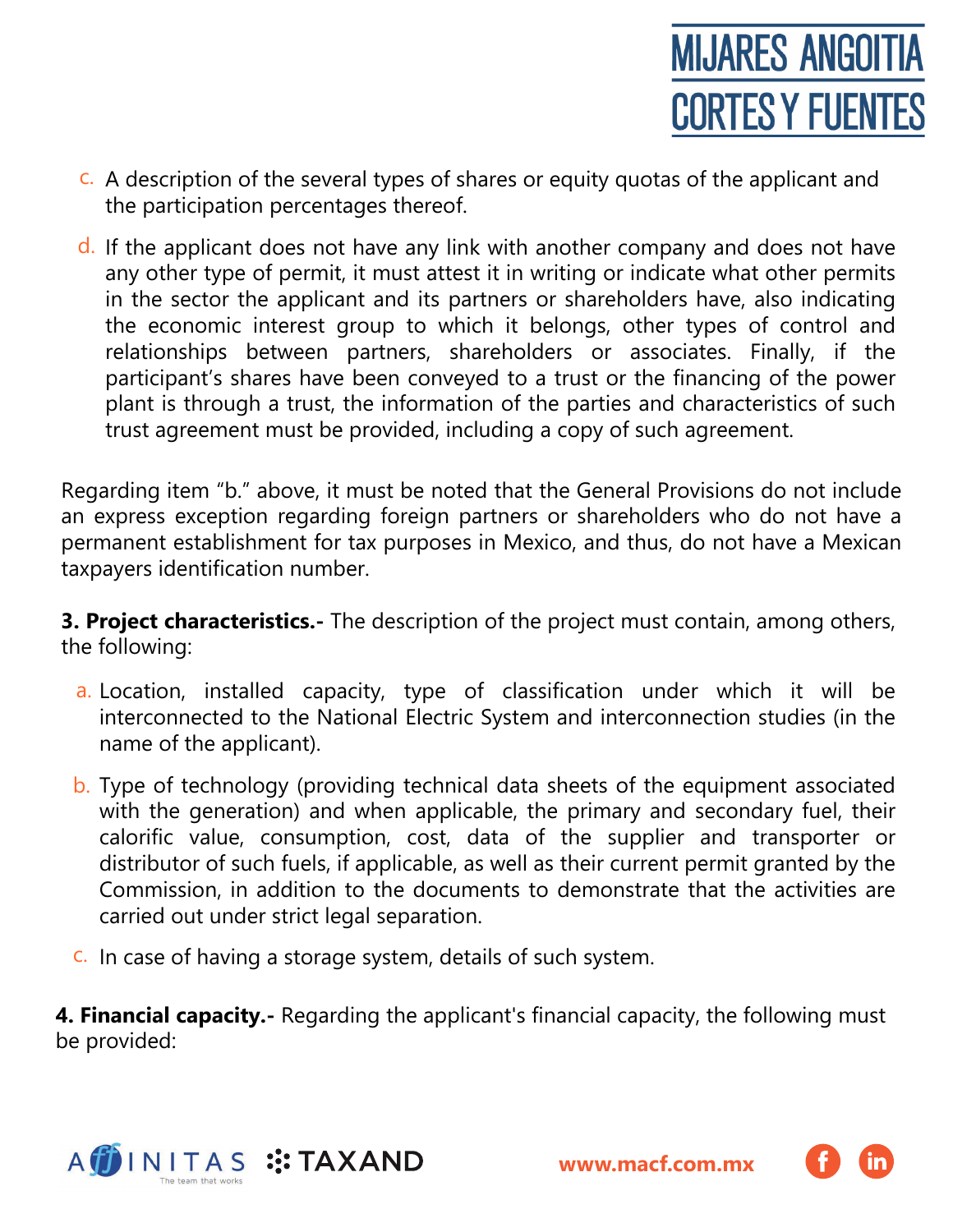c. A description of the several types of shares or equity quotas of the applicant and the participation percentages thereof.

d. If the applicant does not have any link with another company and does not have any other type of permit, it must attest it in writing or indicate what other permits in the sector the applicant and its partners or shareholders have, also indicating the economic interest group to which it belongs, other types of control and relationships between partners, shareholders or associates. Finally, if the participant's shares have been conveyed to a trust or the financing of the power plant is through a trust, the information of the parties and characteristics of such trust agreement must be provided, including a copy of such agreement.

Regarding item "b." above, it must be noted that the General Provisions do not include an express exception regarding foreign partners or shareholders who do not have a permanent establishment for tax purposes in Mexico, and thus, do not have a Mexican taxpayers identification number.

**3. Project characteristics.-** The description of the project must contain, among others, the following:

a. Location, installed capacity, type of classification under which it will be interconnected to the National Electric System and interconnection studies (in the name of the applicant).

b. Type of technology (providing technical data sheets of the equipment associated with the generation) and when applicable, the primary and secondary fuel, their calorific value, consumption, cost, data of the supplier and transporter or distributor of such fuels, if applicable, as well as their current permit granted by the Commission, in addition to the documents to demonstrate that the activities are carried out under strict legal separation.

c. In case of having a storage system, details of such system.

**4. Financial capacity.-** Regarding the applicant's financial capacity, the following must be provided: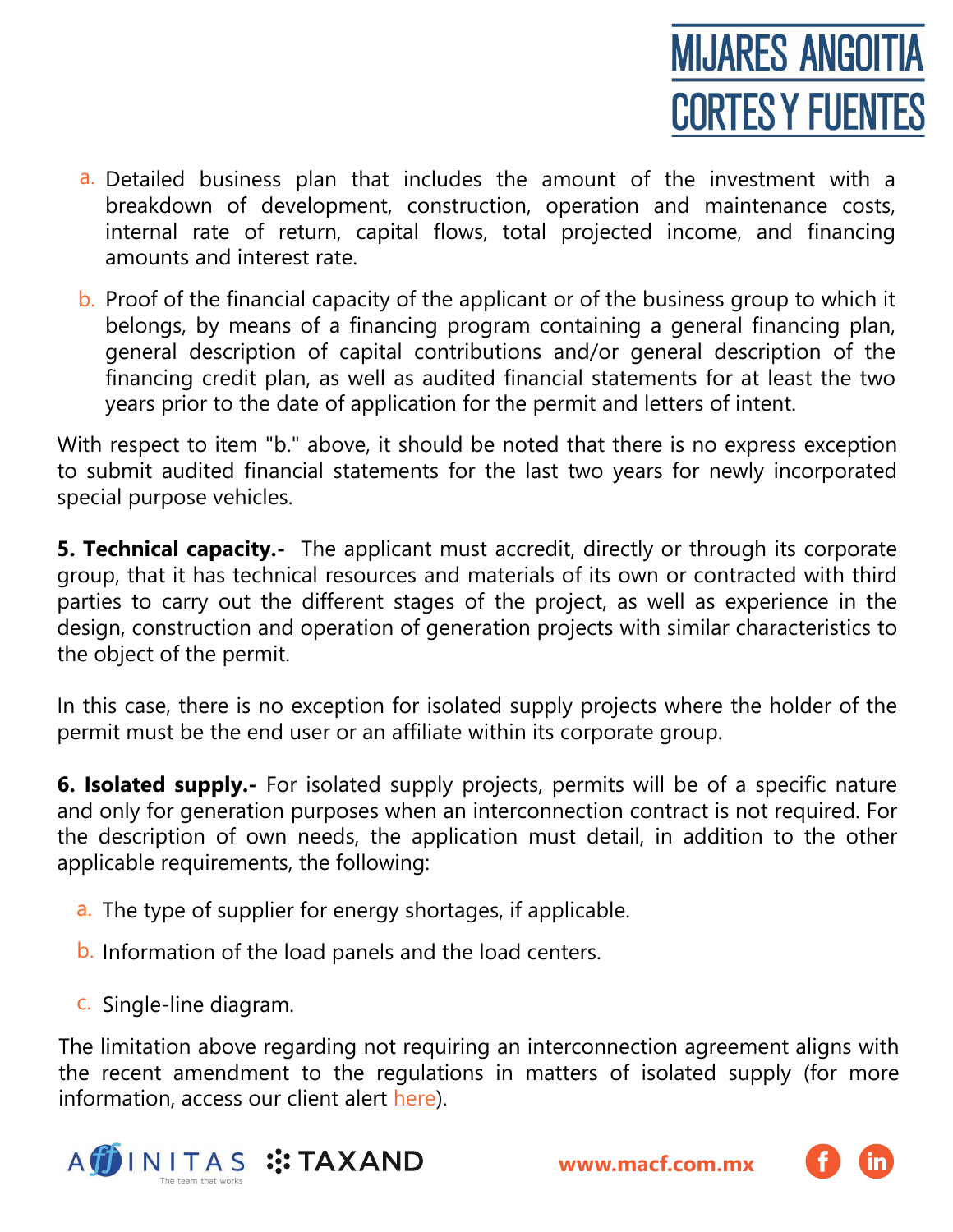a. Detailed business plan that includes the amount of the investment with a breakdown of development, construction, operation and maintenance costs, internal rate of return, capital flows, total projected income, and financing amounts and interest rate.

b. Proof of the financial capacity of the applicant or of the business group to which it belongs, by means of a financing program containing a general financing plan, general description of capital contributions and/or general description of the financing credit plan, as well as audited financial statements for at least the two years prior to the date of application for the permit and letters of intent.

With respect to item "b." above, it should be noted that there is no express exception to submit audited financial statements for the last two years for newly incorporated special purpose vehicles.

**5. Technical capacity.-** The applicant must accredit, directly or through its corporate group, that it has technical resources and materials of its own or contracted with third parties to carry out the different stages of the project, as well as experience in the design, construction and operation of generation projects with similar characteristics to the object of the permit.

In this case, there is no exception for isolated supply projects where the holder of the permit must be the end user or an affiliate within its corporate group.

**6. Isolated supply.-** For isolated supply projects, permits will be of a specific nature and only for generation purposes when an interconnection contract is not required. For the description of own needs, the application must detail, in addition to the other applicable requirements, the following:

a. The type of supplier for energy shortages, if applicable.

b. Information of the load panels and the load centers.

c. Single-line diagram.

The limitation above regarding not requiring an interconnection agreement aligns with the recent amendment to the regulations in matters of isolated supply (for more information, access our client alert here).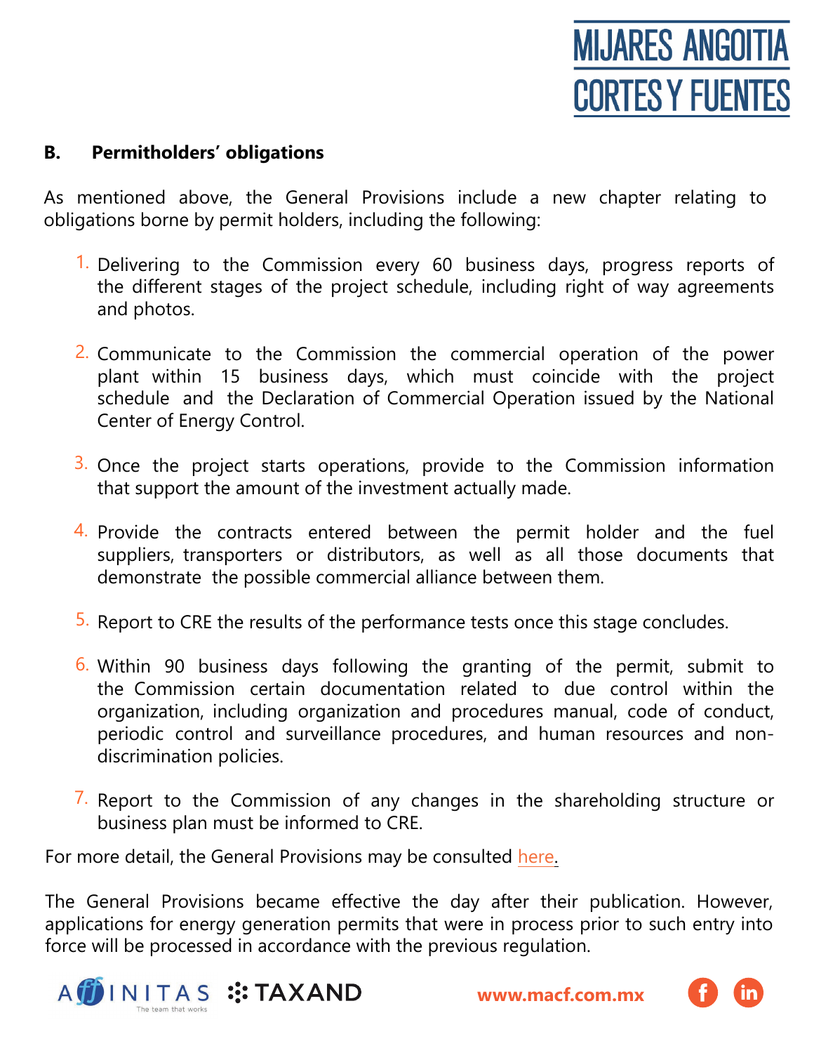## B. Permitholders' obligations

As mentioned above, the General Provisions include a new chapter relating to obligations borne by permit holders, including the following:

1. Delivering to the Commission every 60 business days, progress reports of the different stages of the project schedule, including right of way agreements and photos.

2. Communicate to the Commission the commercial operation of the power plant within 15 business days, which must coincide with the project schedule and the Declaration of Commercial Operation issued by the National Center of Energy Control.

3. Once the project starts operations, provide to the Commission information that support the amount of the investment actually made.

4. Provide the contracts entered between the permit holder and the fuel suppliers, transporters or distributors, as well as all those documents that demonstrate the possible commercial alliance between them.

5. Report to CRE the results of the performance tests once this stage concludes.

6. Within 90 business days following the granting of the permit, submit to the Commission certain documentation related to due control within the organization, including organization and procedures manual, code of conduct, periodic control and surveillance procedures, and human resources and non-discrimination policies.

7. Report to the Commission of any changes in the shareholding structure or business plan must be informed to CRE.

For more detail, the General Provisions may be consulted here.

The General Provisions became effective the day after their publication. However, applications for energy generation permits that were in process prior to such entry into force will be processed in accordance with the previous regulation.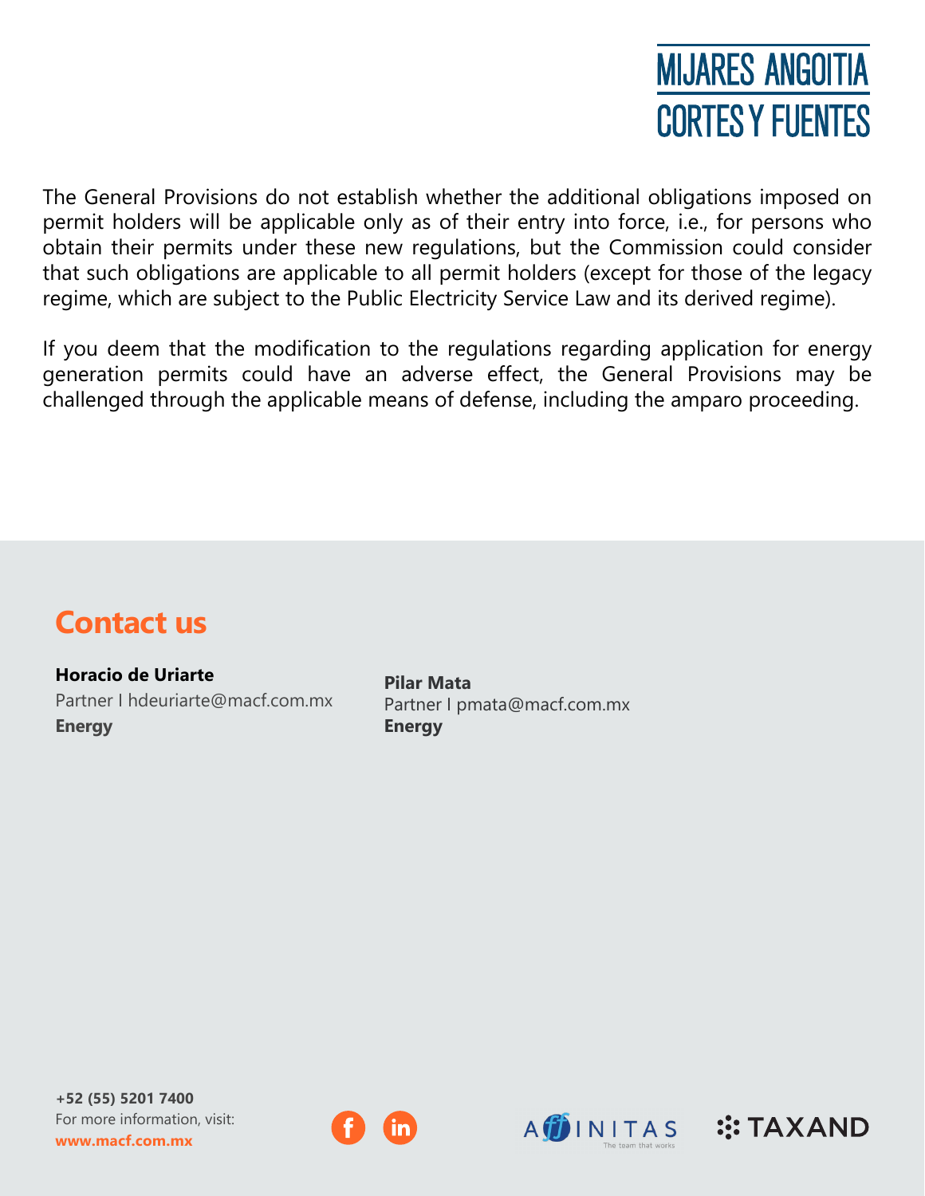The General Provisions do not establish whether the additional obligations imposed on permit holders will be applicable only as of their entry into force, i.e., for persons who obtain their permits under these new regulations, but the Commission could consider that such obligations are applicable to all permit holders (except for those of the legacy regime, which are subject to the Public Electricity Service Law and its derived regime).

If you deem that the modification to the regulations regarding application for energy generation permits could have an adverse effect, the General Provisions may be challenged through the applicable means of defense, including the amparo proceeding.

## Contact us

**Horacio de Uriarte**
Partner I hdeuriarte@macf.com.mx
**Energy**

**Pilar Mata**
Partner I pmata@macf.com.mx
**Energy**

**+52 (55) 5201 7400**
For more information, visit:
**www.macf.com.mx**